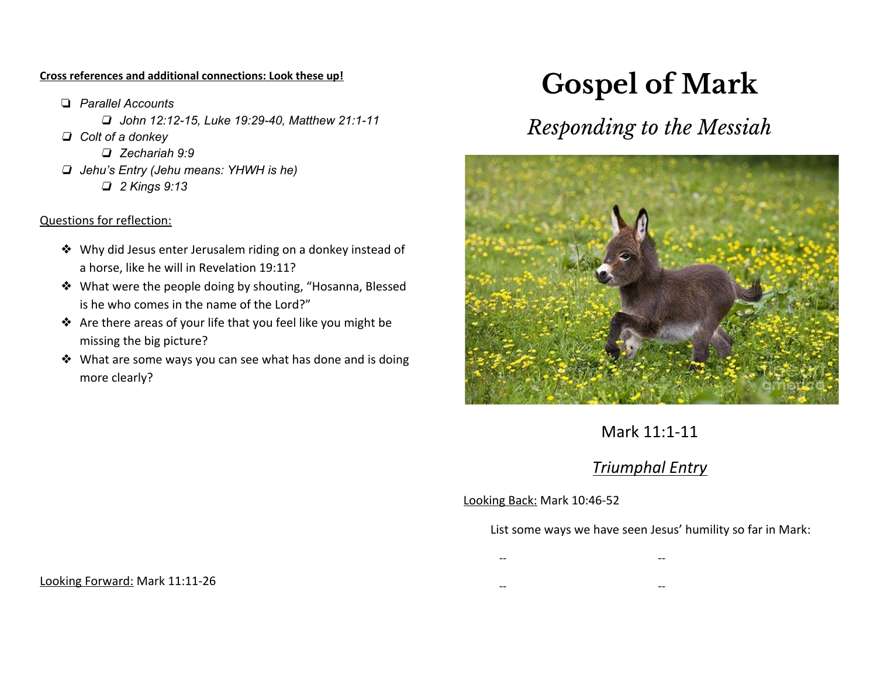**Cross references and additional connections: Look these up!**

- *Parallel Accounts*
  - *John 12:12-15, Luke 19:29-40, Matthew 21:1-11*
- *Colt of a donkey*
  - *Zechariah 9:9*
- *Jehu's Entry (Jehu means: YHWH is he)*
  - *2 Kings 9:13*

Questions for reflection:

- Why did Jesus enter Jerusalem riding on a donkey instead of a horse, like he will in Revelation 19:11?
- What were the people doing by shouting, "Hosanna, Blessed is he who comes in the name of the Lord?"
- Are there areas of your life that you feel like you might be missing the big picture?
- What are some ways you can see what has done and is doing more clearly?

Looking Forward: Mark 11:11-26

# Gospel of Mark

## *Responding to the Messiah*

Mark 11:1-11

*Triumphal Entry*

Looking Back: Mark 10:46-52

List some ways we have seen Jesus' humility so far in Mark:

-- --

-- --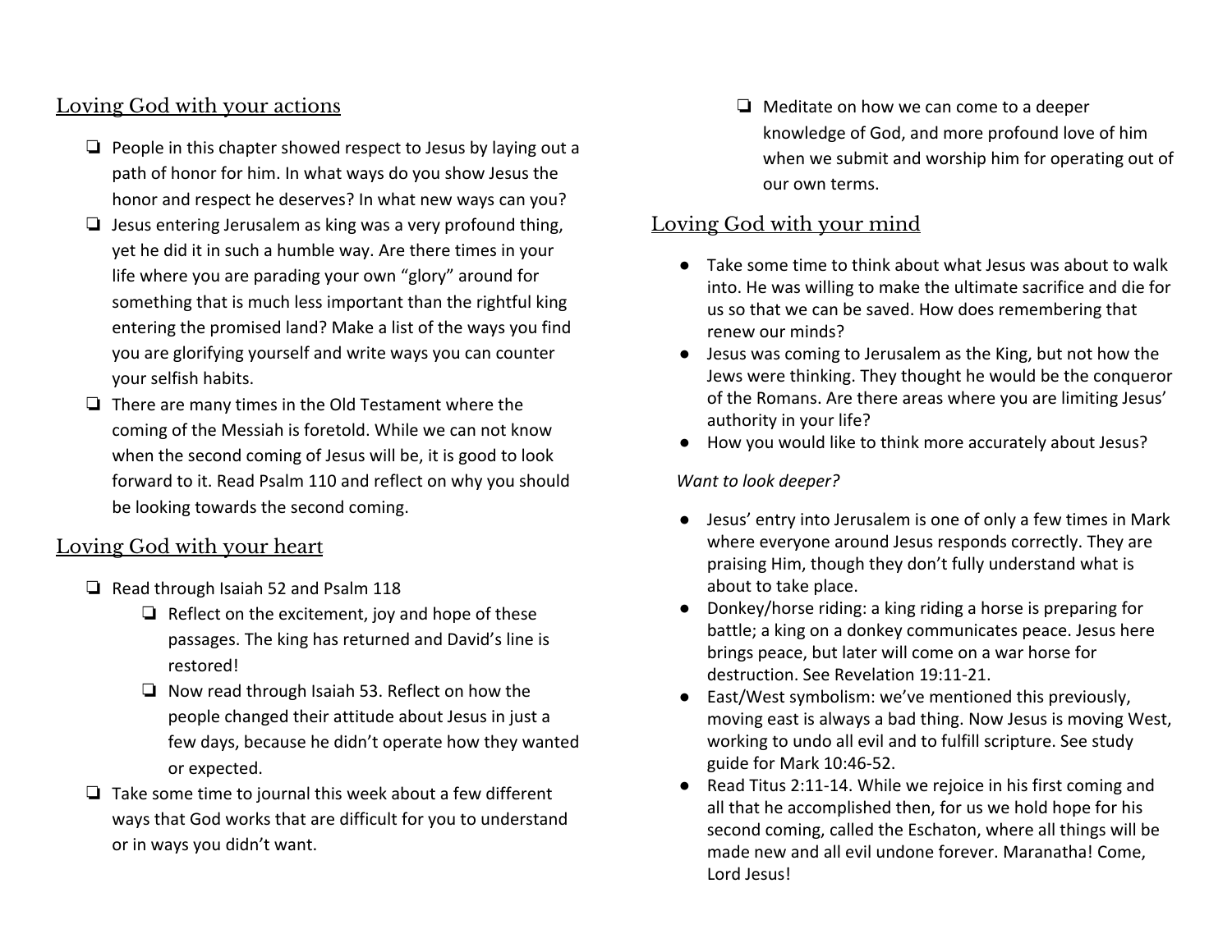## Loving God with your actions

- [ ] People in this chapter showed respect to Jesus by laying out a path of honor for him. In what ways do you show Jesus the honor and respect he deserves? In what new ways can you?
- [ ] Jesus entering Jerusalem as king was a very profound thing, yet he did it in such a humble way. Are there times in your life where you are parading your own "glory" around for something that is much less important than the rightful king entering the promised land? Make a list of the ways you find you are glorifying yourself and write ways you can counter your selfish habits.
- [ ] There are many times in the Old Testament where the coming of the Messiah is foretold. While we can not know when the second coming of Jesus will be, it is good to look forward to it. Read Psalm 110 and reflect on why you should be looking towards the second coming.

## Loving God with your heart

- [ ] Read through Isaiah 52 and Psalm 118
  - [ ] Reflect on the excitement, joy and hope of these passages. The king has returned and David's line is restored!
  - [ ] Now read through Isaiah 53. Reflect on how the people changed their attitude about Jesus in just a few days, because he didn't operate how they wanted or expected.
- [ ] Take some time to journal this week about a few different ways that God works that are difficult for you to understand or in ways you didn't want.
- [ ] Meditate on how we can come to a deeper knowledge of God, and more profound love of him when we submit and worship him for operating out of our own terms.

## Loving God with your mind

- Take some time to think about what Jesus was about to walk into. He was willing to make the ultimate sacrifice and die for us so that we can be saved. How does remembering that renew our minds?
- Jesus was coming to Jerusalem as the King, but not how the Jews were thinking. They thought he would be the conqueror of the Romans. Are there areas where you are limiting Jesus' authority in your life?
- How you would like to think more accurately about Jesus?

*Want to look deeper?*

- Jesus' entry into Jerusalem is one of only a few times in Mark where everyone around Jesus responds correctly. They are praising Him, though they don't fully understand what is about to take place.
- Donkey/horse riding: a king riding a horse is preparing for battle; a king on a donkey communicates peace. Jesus here brings peace, but later will come on a war horse for destruction. See Revelation 19:11-21.
- East/West symbolism: we've mentioned this previously, moving east is always a bad thing. Now Jesus is moving West, working to undo all evil and to fulfill scripture. See study guide for Mark 10:46-52.
- Read Titus 2:11-14. While we rejoice in his first coming and all that he accomplished then, for us we hold hope for his second coming, called the Eschaton, where all things will be made new and all evil undone forever. Maranatha! Come, Lord Jesus!